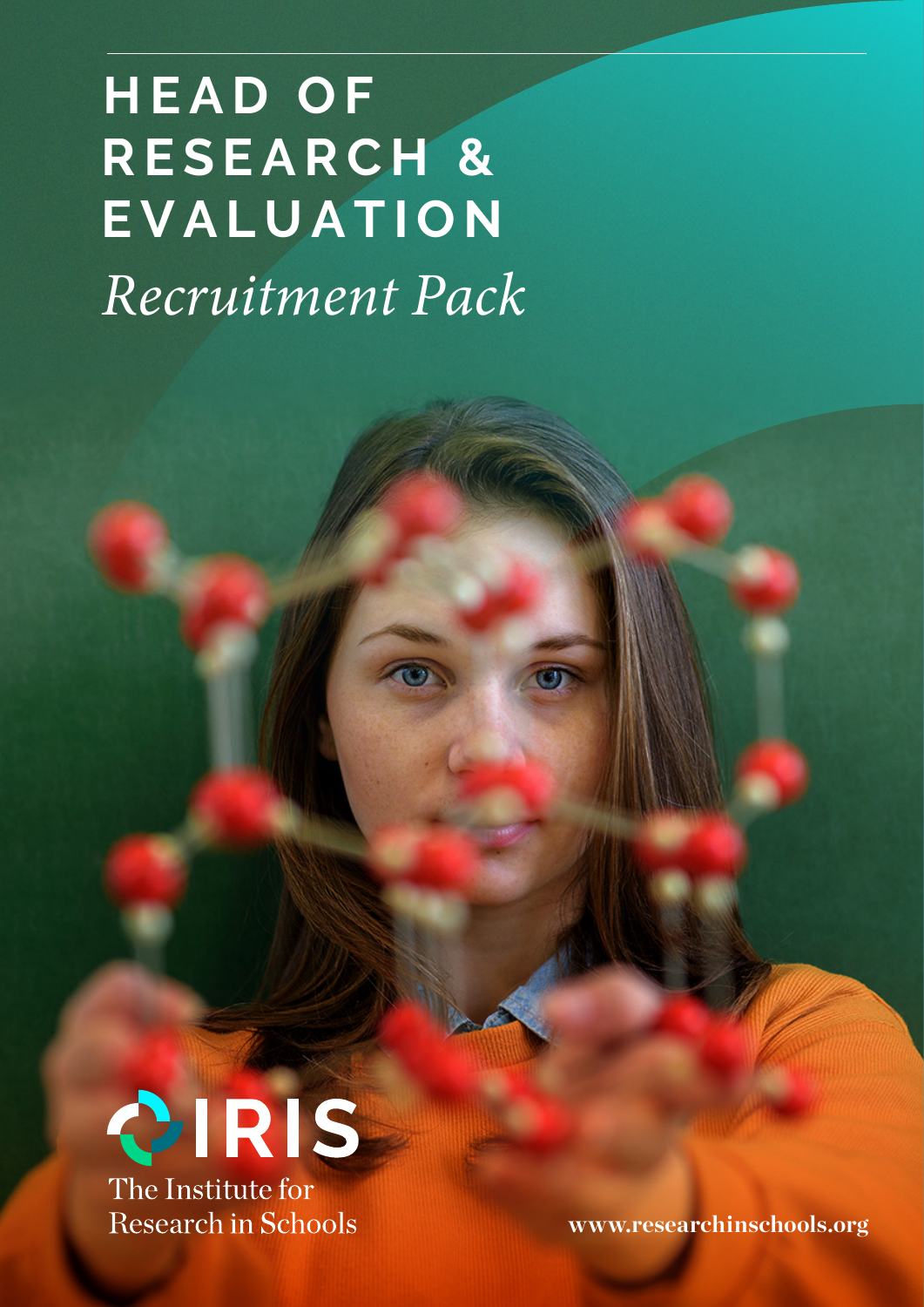# HEAD OF RESEARCH & EVALUATION

*Recruitment Pack*

IRIS

The Institute for Research in Schools

www.researchinschools.org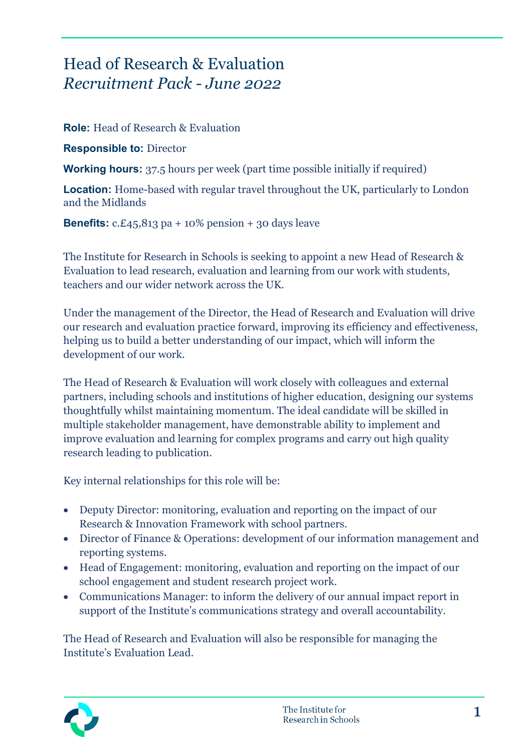# Head of Research & Evaluation

*Recruitment Pack - June 2022*

**Role:** Head of Research & Evaluation

**Responsible to:** Director

**Working hours:** 37.5 hours per week (part time possible initially if required)

**Location:** Home-based with regular travel throughout the UK, particularly to London and the Midlands

**Benefits:** c.£45,813 pa + 10% pension + 30 days leave

The Institute for Research in Schools is seeking to appoint a new Head of Research & Evaluation to lead research, evaluation and learning from our work with students, teachers and our wider network across the UK.

Under the management of the Director, the Head of Research and Evaluation will drive our research and evaluation practice forward, improving its efficiency and effectiveness, helping us to build a better understanding of our impact, which will inform the development of our work.

The Head of Research & Evaluation will work closely with colleagues and external partners, including schools and institutions of higher education, designing our systems thoughtfully whilst maintaining momentum. The ideal candidate will be skilled in multiple stakeholder management, have demonstrable ability to implement and improve evaluation and learning for complex programs and carry out high quality research leading to publication.

Key internal relationships for this role will be:

- Deputy Director: monitoring, evaluation and reporting on the impact of our Research & Innovation Framework with school partners.
- Director of Finance & Operations: development of our information management and reporting systems.
- Head of Engagement: monitoring, evaluation and reporting on the impact of our school engagement and student research project work.
- Communications Manager: to inform the delivery of our annual impact report in support of the Institute's communications strategy and overall accountability.

The Head of Research and Evaluation will also be responsible for managing the Institute's Evaluation Lead.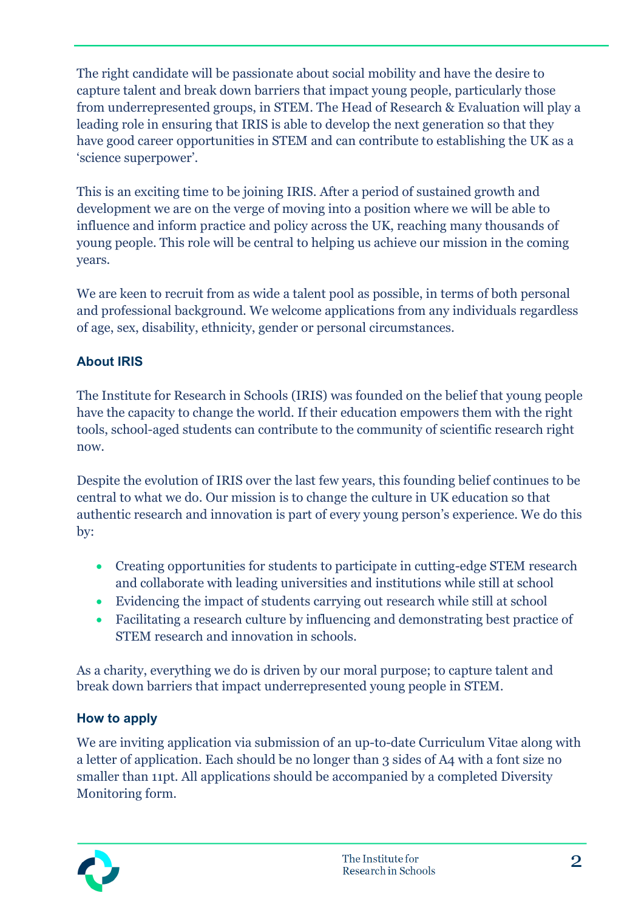The right candidate will be passionate about social mobility and have the desire to capture talent and break down barriers that impact young people, particularly those from underrepresented groups, in STEM. The Head of Research & Evaluation will play a leading role in ensuring that IRIS is able to develop the next generation so that they have good career opportunities in STEM and can contribute to establishing the UK as a 'science superpower'.

This is an exciting time to be joining IRIS. After a period of sustained growth and development we are on the verge of moving into a position where we will be able to influence and inform practice and policy across the UK, reaching many thousands of young people. This role will be central to helping us achieve our mission in the coming years.

We are keen to recruit from as wide a talent pool as possible, in terms of both personal and professional background. We welcome applications from any individuals regardless of age, sex, disability, ethnicity, gender or personal circumstances.

### About IRIS

The Institute for Research in Schools (IRIS) was founded on the belief that young people have the capacity to change the world. If their education empowers them with the right tools, school-aged students can contribute to the community of scientific research right now.

Despite the evolution of IRIS over the last few years, this founding belief continues to be central to what we do. Our mission is to change the culture in UK education so that authentic research and innovation is part of every young person's experience. We do this by:

- Creating opportunities for students to participate in cutting-edge STEM research and collaborate with leading universities and institutions while still at school
- Evidencing the impact of students carrying out research while still at school
- Facilitating a research culture by influencing and demonstrating best practice of STEM research and innovation in schools.

As a charity, everything we do is driven by our moral purpose; to capture talent and break down barriers that impact underrepresented young people in STEM.

### How to apply

We are inviting application via submission of an up-to-date Curriculum Vitae along with a letter of application. Each should be no longer than 3 sides of A4 with a font size no smaller than 11pt. All applications should be accompanied by a completed Diversity Monitoring form.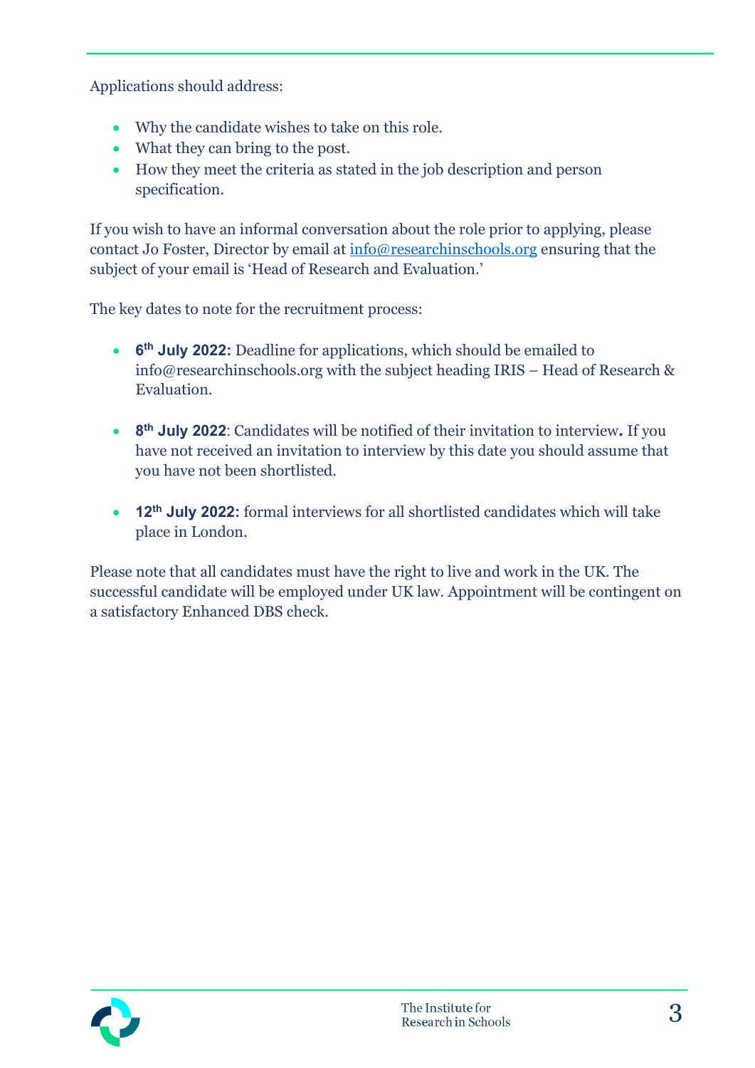Applications should address:

- Why the candidate wishes to take on this role.
- What they can bring to the post.
- How they meet the criteria as stated in the job description and person specification.

If you wish to have an informal conversation about the role prior to applying, please contact Jo Foster, Director by email at [info@researchinschools.org](mailto:info@researchinschools.org) ensuring that the subject of your email is 'Head of Research and Evaluation.'

The key dates to note for the recruitment process:

- **6th July 2022:** Deadline for applications, which should be emailed to info@researchinschools.org with the subject heading IRIS – Head of Research & Evaluation.

- **8th July 2022**: Candidates will be notified of their invitation to interview**.** If you have not received an invitation to interview by this date you should assume that you have not been shortlisted.

- **12th July 2022:** formal interviews for all shortlisted candidates which will take place in London.

Please note that all candidates must have the right to live and work in the UK. The successful candidate will be employed under UK law. Appointment will be contingent on a satisfactory Enhanced DBS check.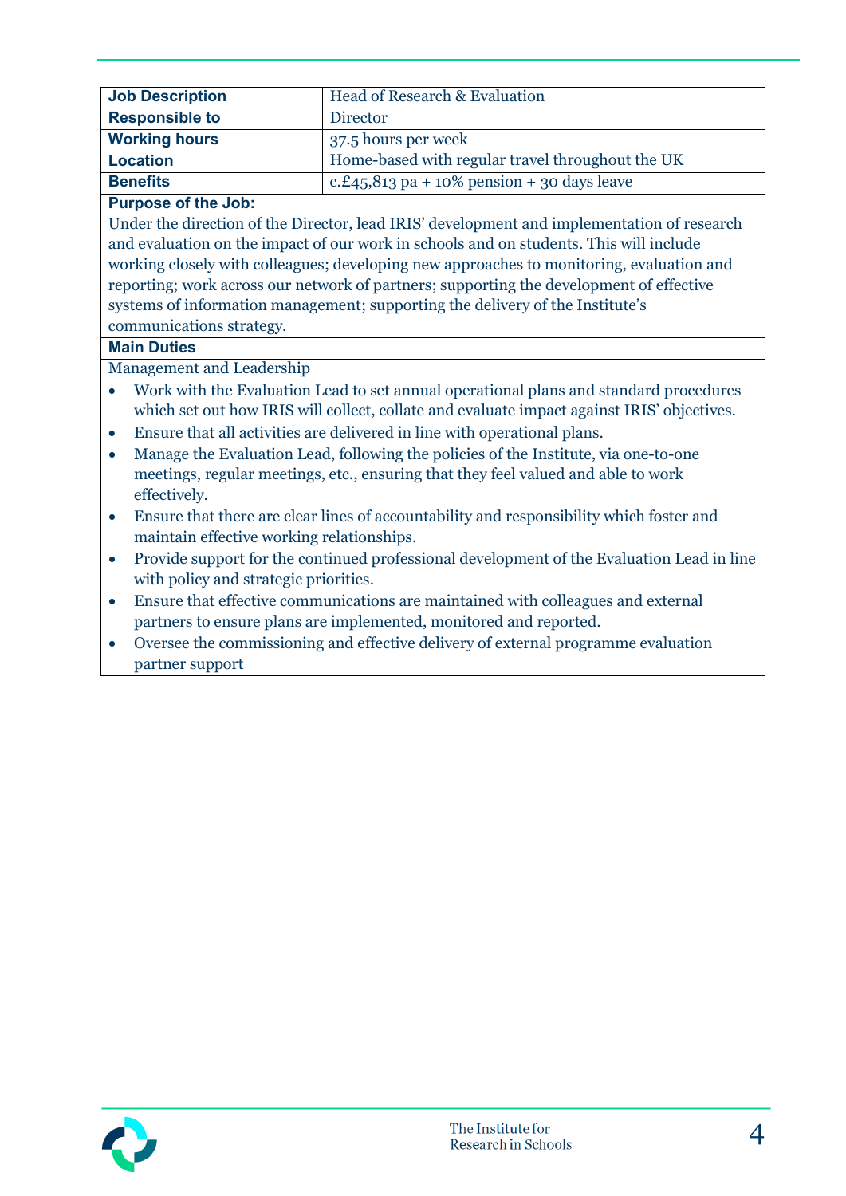| Job Description | Head of Research & Evaluation |
| --- | --- |
| **Responsible to** | Director |
| **Working hours** | 37.5 hours per week |
| **Location** | Home-based with regular travel throughout the UK |
| **Benefits** | c.£45,813 pa + 10% pension + 30 days leave |

**Purpose of the Job:**

Under the direction of the Director, lead IRIS' development and implementation of research and evaluation on the impact of our work in schools and on students. This will include working closely with colleagues; developing new approaches to monitoring, evaluation and reporting; work across our network of partners; supporting the development of effective systems of information management; supporting the delivery of the Institute's communications strategy.

**Main Duties**

Management and Leadership

- Work with the Evaluation Lead to set annual operational plans and standard procedures which set out how IRIS will collect, collate and evaluate impact against IRIS' objectives.
- Ensure that all activities are delivered in line with operational plans.
- Manage the Evaluation Lead, following the policies of the Institute, via one-to-one meetings, regular meetings, etc., ensuring that they feel valued and able to work effectively.
- Ensure that there are clear lines of accountability and responsibility which foster and maintain effective working relationships.
- Provide support for the continued professional development of the Evaluation Lead in line with policy and strategic priorities.
- Ensure that effective communications are maintained with colleagues and external partners to ensure plans are implemented, monitored and reported.
- Oversee the commissioning and effective delivery of external programme evaluation partner support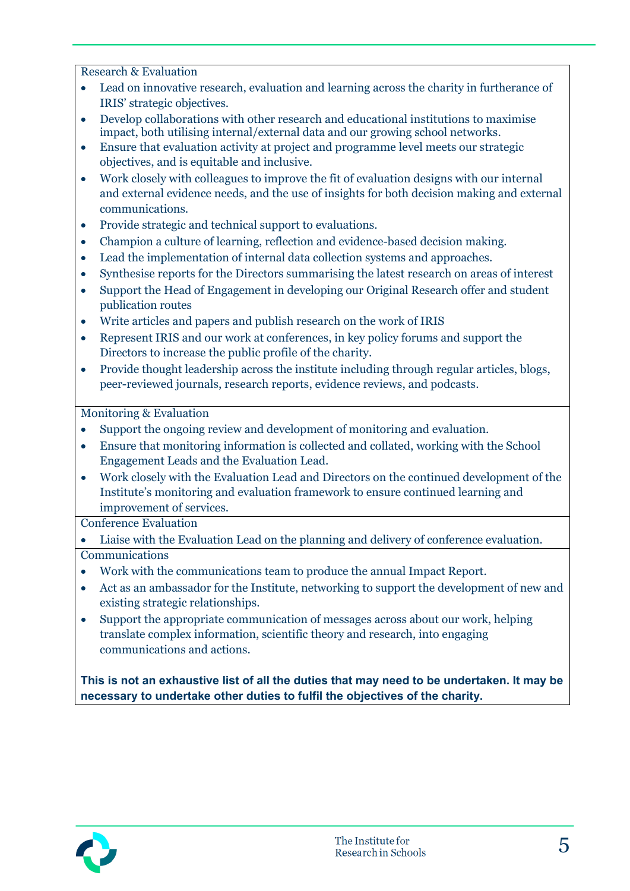Research & Evaluation

- Lead on innovative research, evaluation and learning across the charity in furtherance of IRIS' strategic objectives.
- Develop collaborations with other research and educational institutions to maximise impact, both utilising internal/external data and our growing school networks.
- Ensure that evaluation activity at project and programme level meets our strategic objectives, and is equitable and inclusive.
- Work closely with colleagues to improve the fit of evaluation designs with our internal and external evidence needs, and the use of insights for both decision making and external communications.
- Provide strategic and technical support to evaluations.
- Champion a culture of learning, reflection and evidence-based decision making.
- Lead the implementation of internal data collection systems and approaches.
- Synthesise reports for the Directors summarising the latest research on areas of interest
- Support the Head of Engagement in developing our Original Research offer and student publication routes
- Write articles and papers and publish research on the work of IRIS
- Represent IRIS and our work at conferences, in key policy forums and support the Directors to increase the public profile of the charity.
- Provide thought leadership across the institute including through regular articles, blogs, peer-reviewed journals, research reports, evidence reviews, and podcasts.

Monitoring & Evaluation

- Support the ongoing review and development of monitoring and evaluation.
- Ensure that monitoring information is collected and collated, working with the School Engagement Leads and the Evaluation Lead.
- Work closely with the Evaluation Lead and Directors on the continued development of the Institute's monitoring and evaluation framework to ensure continued learning and improvement of services.

Conference Evaluation

- Liaise with the Evaluation Lead on the planning and delivery of conference evaluation.

Communications

- Work with the communications team to produce the annual Impact Report.
- Act as an ambassador for the Institute, networking to support the development of new and existing strategic relationships.
- Support the appropriate communication of messages across about our work, helping translate complex information, scientific theory and research, into engaging communications and actions.

**This is not an exhaustive list of all the duties that may need to be undertaken. It may be necessary to undertake other duties to fulfil the objectives of the charity.**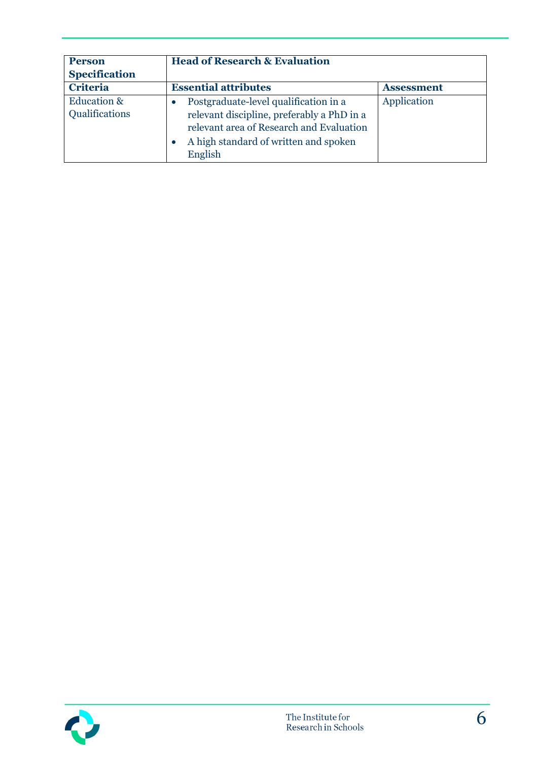| **Person Specification** | **Head of Research & Evaluation** | |
|---|---|---|
| **Criteria** | **Essential attributes** | **Assessment** |
| Education & Qualifications | • Postgraduate-level qualification in a relevant discipline, preferably a PhD in a relevant area of Research and Evaluation<br>• A high standard of written and spoken English | Application |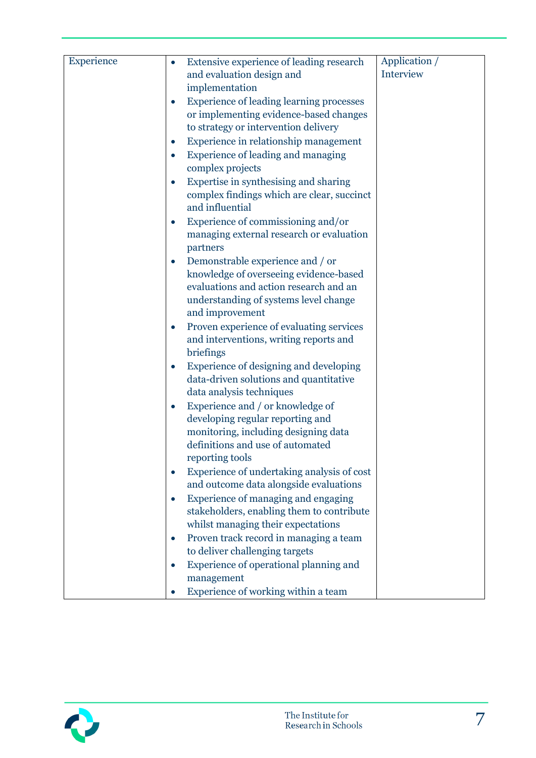| Experience | <ul><li>Extensive experience of leading research and evaluation design and implementation</li><li>Experience of leading learning processes or implementing evidence-based changes to strategy or intervention delivery</li><li>Experience in relationship management</li><li>Experience of leading and managing complex projects</li><li>Expertise in synthesising and sharing complex findings which are clear, succinct and influential</li><li>Experience of commissioning and/or managing external research or evaluation partners</li><li>Demonstrable experience and / or knowledge of overseeing evidence-based evaluations and action research and an understanding of systems level change and improvement</li><li>Proven experience of evaluating services and interventions, writing reports and briefings</li><li>Experience of designing and developing data-driven solutions and quantitative data analysis techniques</li><li>Experience and / or knowledge of developing regular reporting and monitoring, including designing data definitions and use of automated reporting tools</li><li>Experience of undertaking analysis of cost and outcome data alongside evaluations</li><li>Experience of managing and engaging stakeholders, enabling them to contribute whilst managing their expectations</li><li>Proven track record in managing a team to deliver challenging targets</li><li>Experience of operational planning and management</li><li>Experience of working within a team</li></ul> | Application / Interview |
|---|---|---|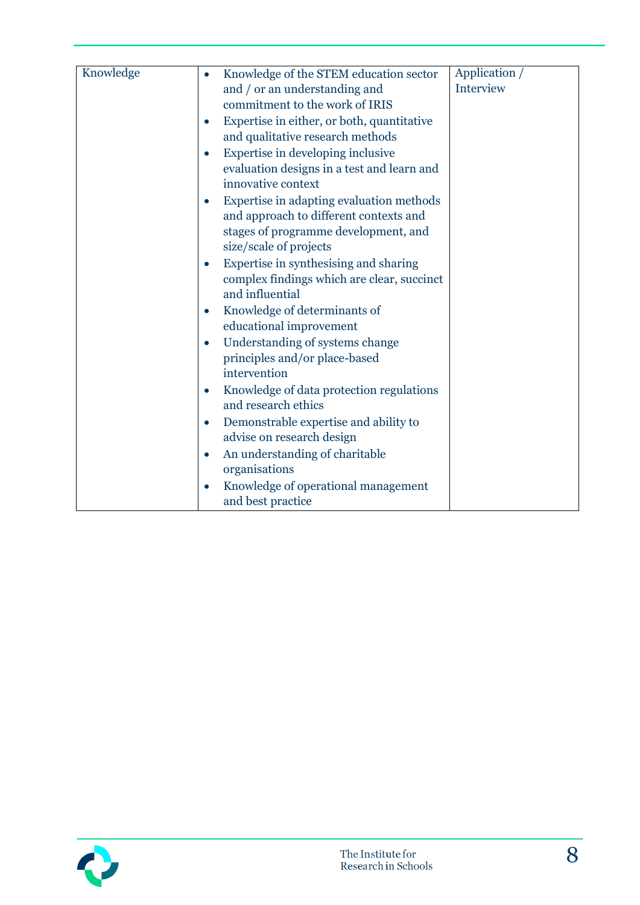| | | |
|---|---|---|
| Knowledge | • Knowledge of the STEM education sector and / or an understanding and commitment to the work of IRIS<br>• Expertise in either, or both, quantitative and qualitative research methods<br>• Expertise in developing inclusive evaluation designs in a test and learn and innovative context<br>• Expertise in adapting evaluation methods and approach to different contexts and stages of programme development, and size/scale of projects<br>• Expertise in synthesising and sharing complex findings which are clear, succinct and influential<br>• Knowledge of determinants of educational improvement<br>• Understanding of systems change principles and/or place-based intervention<br>• Knowledge of data protection regulations and research ethics<br>• Demonstrable expertise and ability to advise on research design<br>• An understanding of charitable organisations<br>• Knowledge of operational management and best practice | Application / Interview |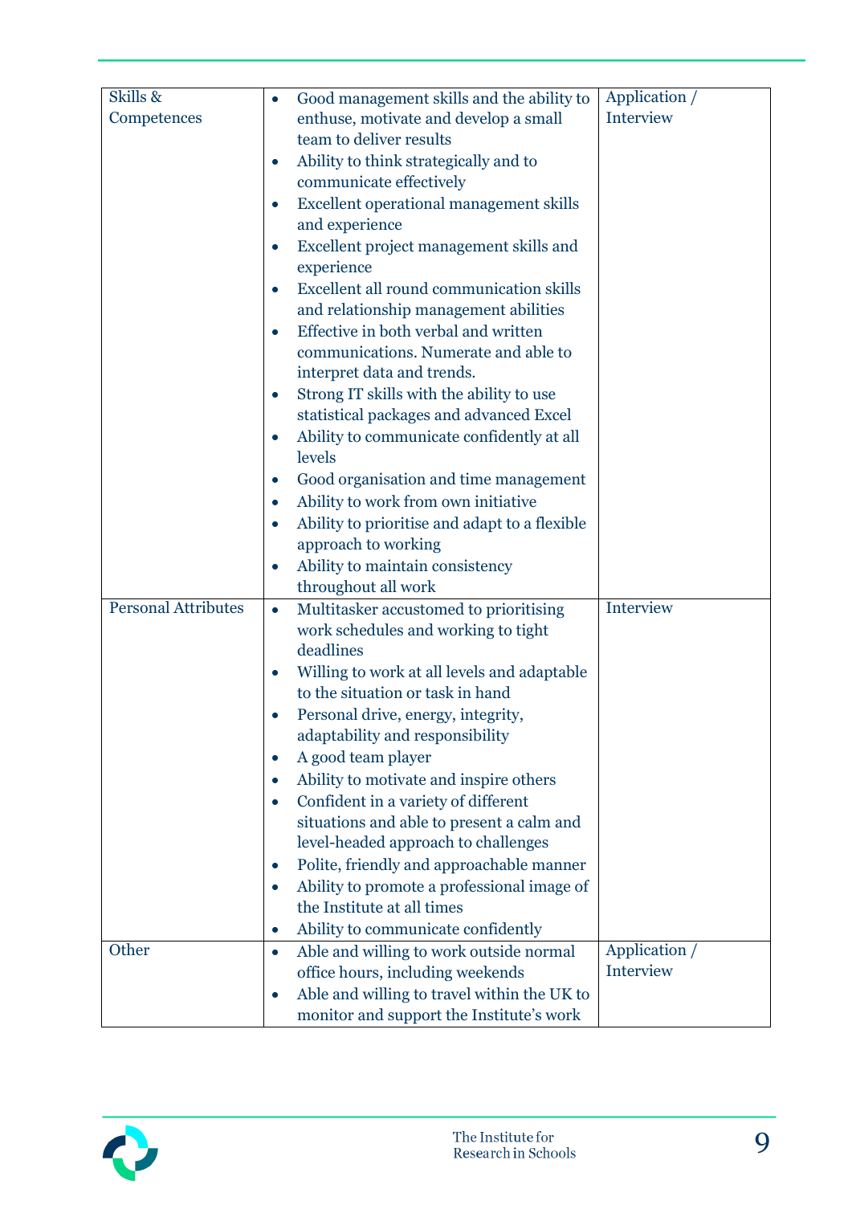| | | |
|---|---|---|
| Skills & Competences | • Good management skills and the ability to enthuse, motivate and develop a small team to deliver results<br>• Ability to think strategically and to communicate effectively<br>• Excellent operational management skills and experience<br>• Excellent project management skills and experience<br>• Excellent all round communication skills and relationship management abilities<br>• Effective in both verbal and written communications. Numerate and able to interpret data and trends.<br>• Strong IT skills with the ability to use statistical packages and advanced Excel<br>• Ability to communicate confidently at all levels<br>• Good organisation and time management<br>• Ability to work from own initiative<br>• Ability to prioritise and adapt to a flexible approach to working<br>• Ability to maintain consistency throughout all work | Application / Interview |
| Personal Attributes | • Multitasker accustomed to prioritising work schedules and working to tight deadlines<br>• Willing to work at all levels and adaptable to the situation or task in hand<br>• Personal drive, energy, integrity, adaptability and responsibility<br>• A good team player<br>• Ability to motivate and inspire others<br>• Confident in a variety of different situations and able to present a calm and level-headed approach to challenges<br>• Polite, friendly and approachable manner<br>• Ability to promote a professional image of the Institute at all times<br>• Ability to communicate confidently | Interview |
| Other | • Able and willing to work outside normal office hours, including weekends<br>• Able and willing to travel within the UK to monitor and support the Institute's work | Application / Interview |